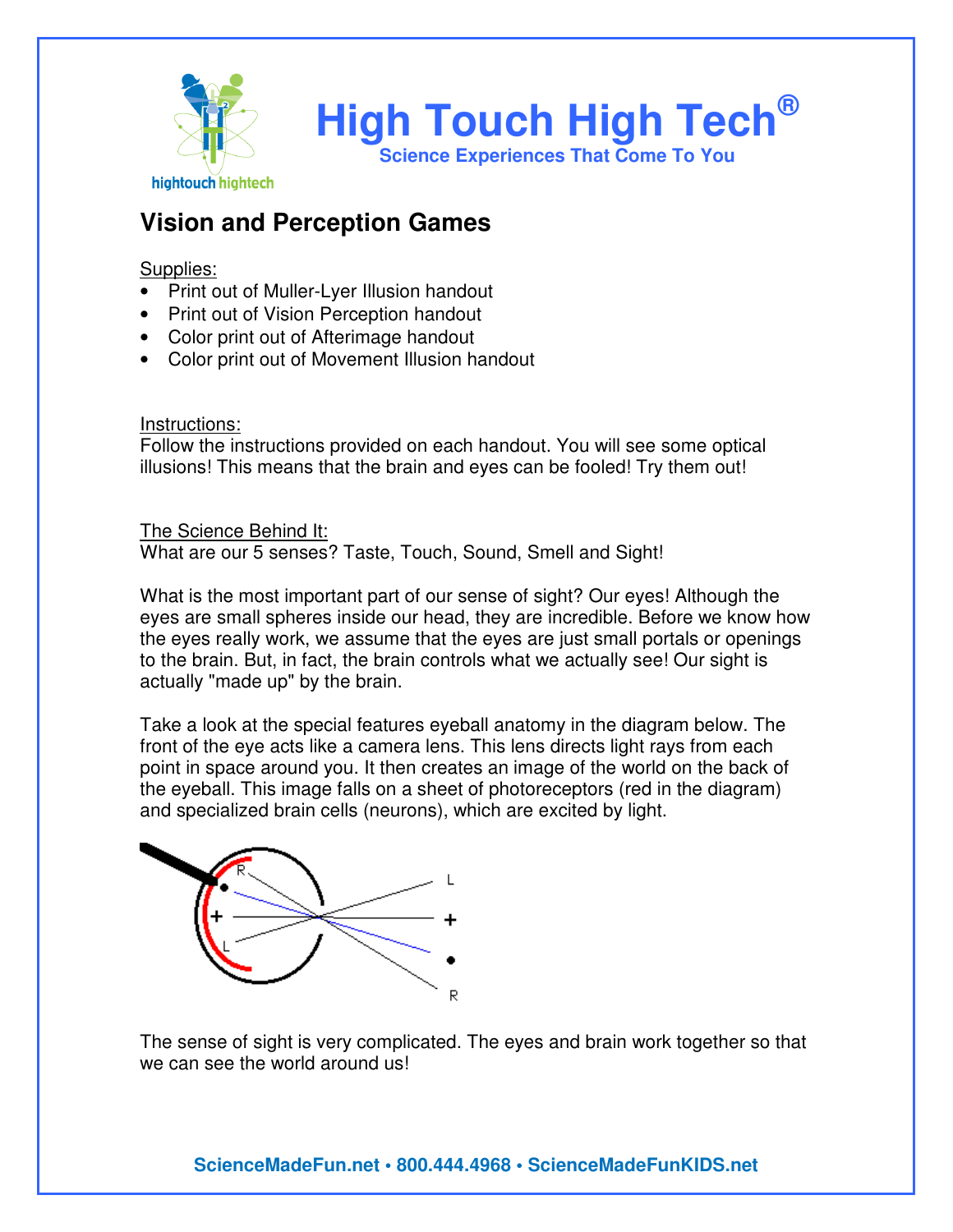# High Touch High Tech®

**Science Experiences That Come To You**

## Vision and Perception Games

Supplies:

- Print out of Muller-Lyer Illusion handout
- Print out of Vision Perception handout
- Color print out of Afterimage handout
- Color print out of Movement Illusion handout

Instructions:

Follow the instructions provided on each handout. You will see some optical illusions! This means that the brain and eyes can be fooled! Try them out!

The Science Behind It:

What are our 5 senses? Taste, Touch, Sound, Smell and Sight!

What is the most important part of our sense of sight? Our eyes! Although the eyes are small spheres inside our head, they are incredible. Before we know how the eyes really work, we assume that the eyes are just small portals or openings to the brain. But, in fact, the brain controls what we actually see! Our sight is actually "made up" by the brain.

Take a look at the special features eyeball anatomy in the diagram below. The front of the eye acts like a camera lens. This lens directs light rays from each point in space around you. It then creates an image of the world on the back of the eyeball. This image falls on a sheet of photoreceptors (red in the diagram) and specialized brain cells (neurons), which are excited by light.

The sense of sight is very complicated. The eyes and brain work together so that we can see the world around us!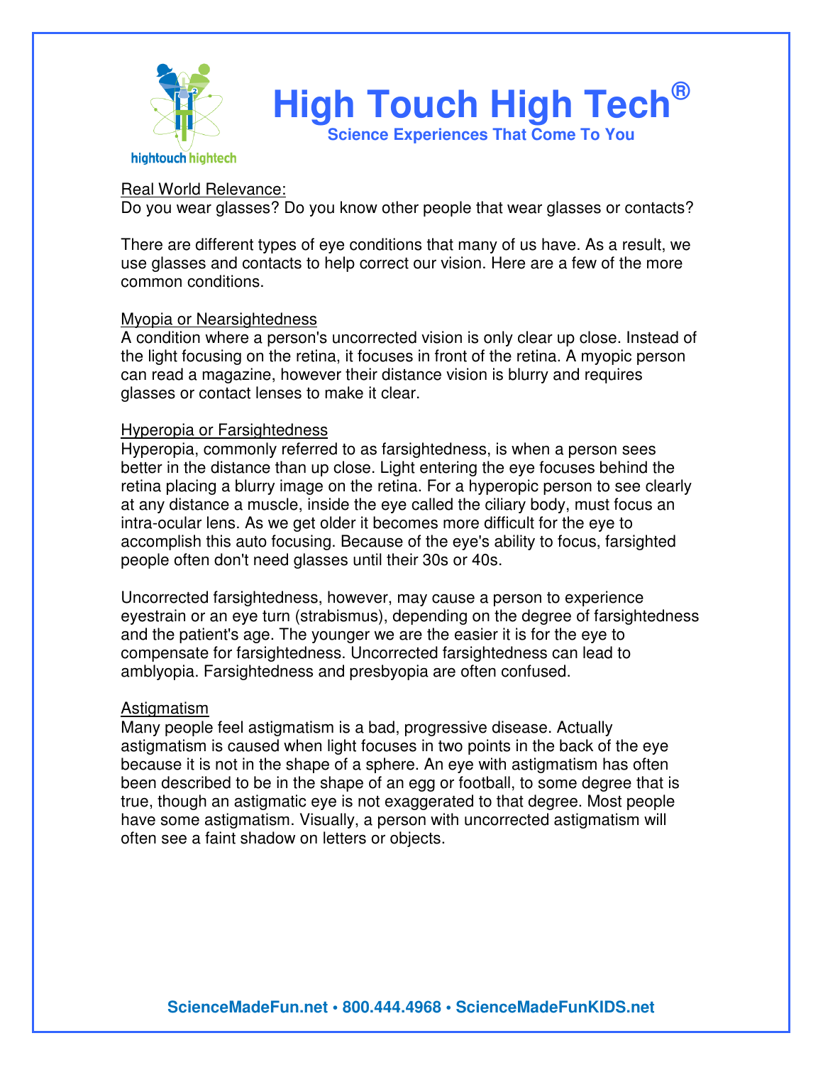Real World Relevance:

Do you wear glasses? Do you know other people that wear glasses or contacts?

There are different types of eye conditions that many of us have. As a result, we use glasses and contacts to help correct our vision. Here are a few of the more common conditions.

Myopia or Nearsightedness

A condition where a person's uncorrected vision is only clear up close. Instead of the light focusing on the retina, it focuses in front of the retina. A myopic person can read a magazine, however their distance vision is blurry and requires glasses or contact lenses to make it clear.

Hyperopia or Farsightedness

Hyperopia, commonly referred to as farsightedness, is when a person sees better in the distance than up close. Light entering the eye focuses behind the retina placing a blurry image on the retina. For a hyperopic person to see clearly at any distance a muscle, inside the eye called the ciliary body, must focus an intra-ocular lens. As we get older it becomes more difficult for the eye to accomplish this auto focusing. Because of the eye's ability to focus, farsighted people often don't need glasses until their 30s or 40s.

Uncorrected farsightedness, however, may cause a person to experience eyestrain or an eye turn (strabismus), depending on the degree of farsightedness and the patient's age. The younger we are the easier it is for the eye to compensate for farsightedness. Uncorrected farsightedness can lead to amblyopia. Farsightedness and presbyopia are often confused.

Astigmatism

Many people feel astigmatism is a bad, progressive disease. Actually astigmatism is caused when light focuses in two points in the back of the eye because it is not in the shape of a sphere. An eye with astigmatism has often been described to be in the shape of an egg or football, to some degree that is true, though an astigmatic eye is not exaggerated to that degree. Most people have some astigmatism. Visually, a person with uncorrected astigmatism will often see a faint shadow on letters or objects.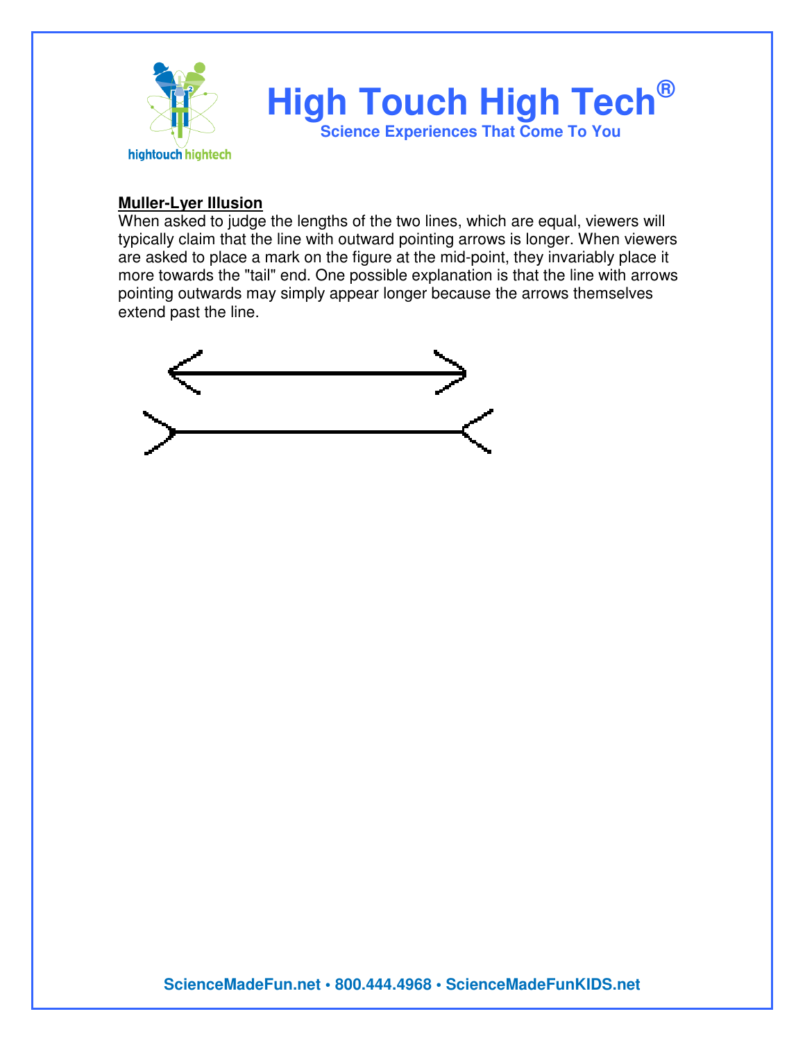## Muller-Lyer Illusion

When asked to judge the lengths of the two lines, which are equal, viewers will typically claim that the line with outward pointing arrows is longer. When viewers are asked to place a mark on the figure at the mid-point, they invariably place it more towards the "tail" end. One possible explanation is that the line with arrows pointing outwards may simply appear longer because the arrows themselves extend past the line.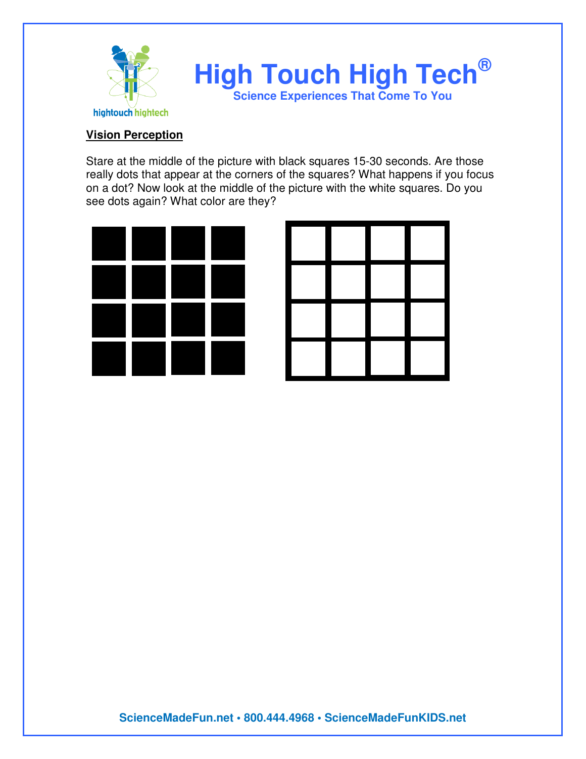## Vision Perception

Stare at the middle of the picture with black squares 15-30 seconds. Are those really dots that appear at the corners of the squares? What happens if you focus on a dot? Now look at the middle of the picture with the white squares. Do you see dots again? What color are they?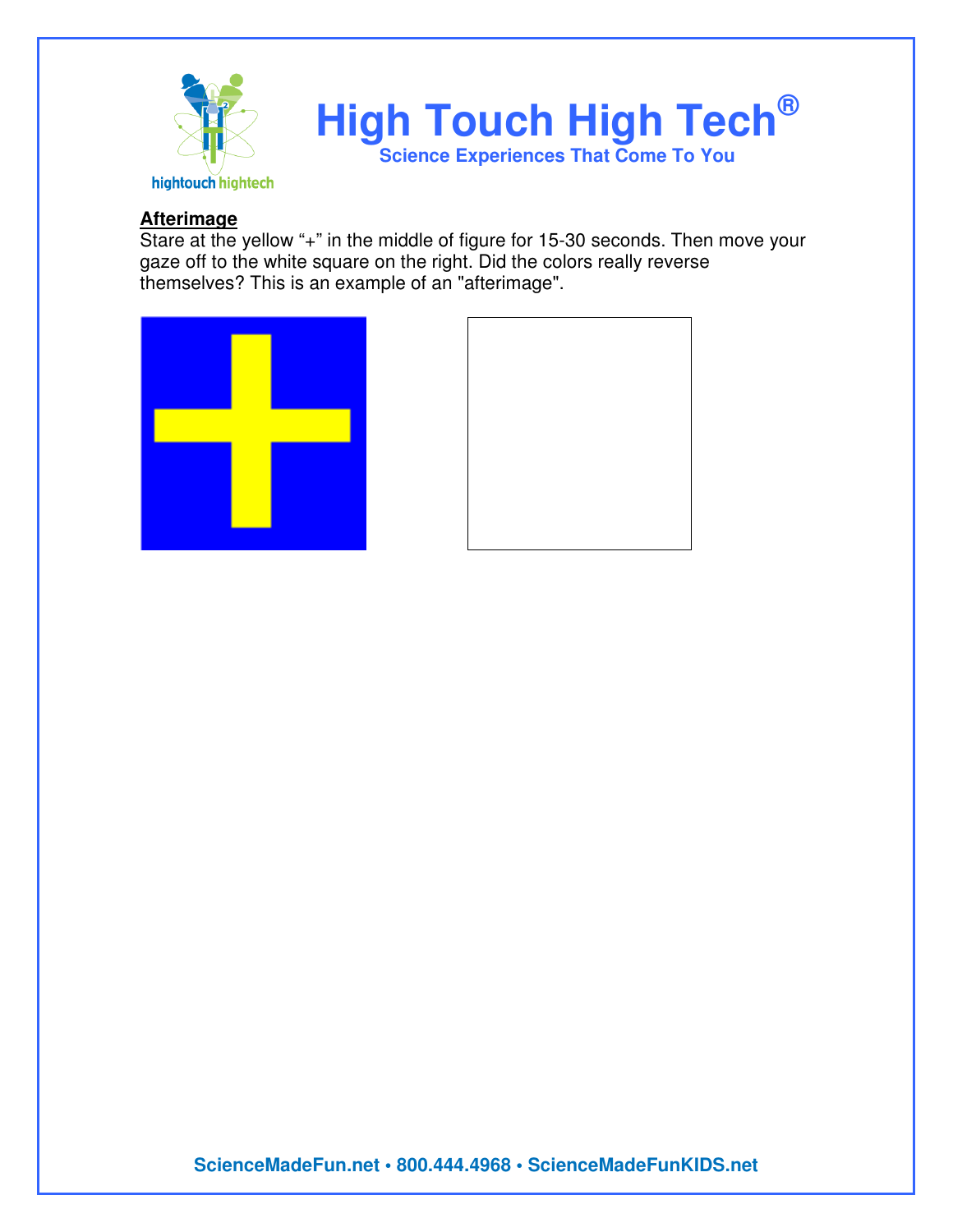# High Touch High Tech®

**Science Experiences That Come To You**

**Afterimage**

Stare at the yellow “+” in the middle of figure for 15-30 seconds. Then move your gaze off to the white square on the right. Did the colors really reverse themselves? This is an example of an "afterimage".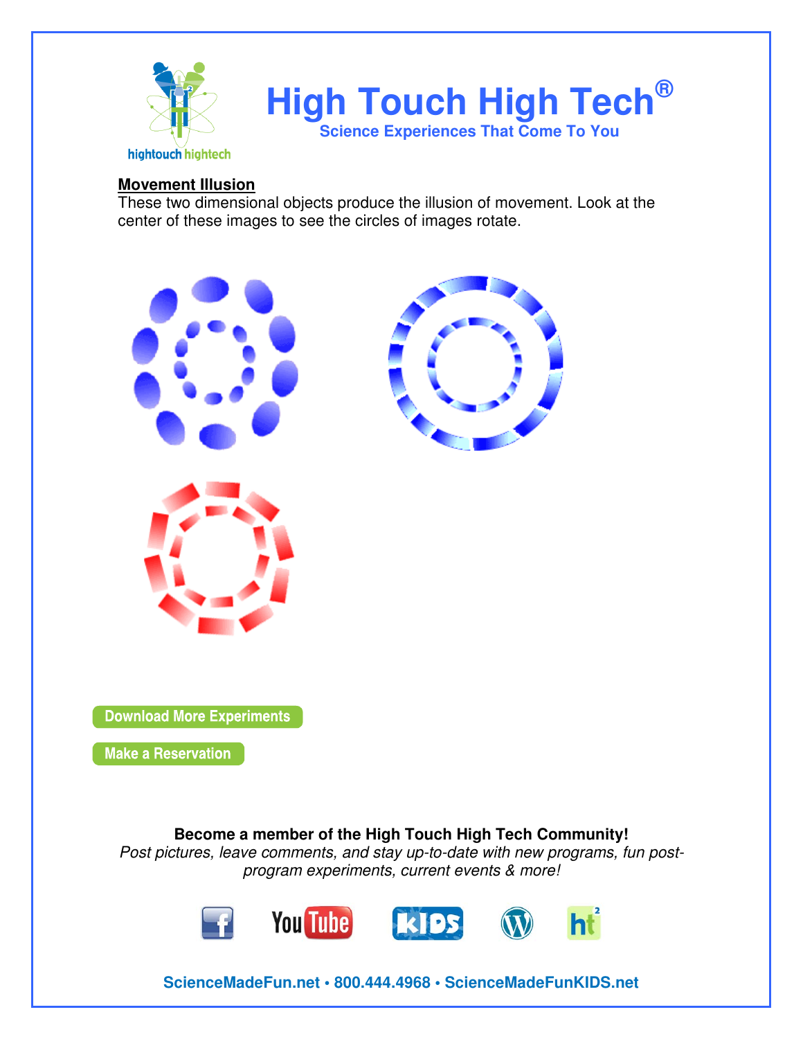# High Touch High Tech®

### Science Experiences That Come To You

**Movement Illusion**

These two dimensional objects produce the illusion of movement. Look at the center of these images to see the circles of images rotate.

Download More Experiments

Make a Reservation

**Become a member of the High Touch High Tech Community!**

*Post pictures, leave comments, and stay up-to-date with new programs, fun post-program experiments, current events & more!*

ScienceMadeFun.net • 800.444.4968 • ScienceMadeFunKIDS.net